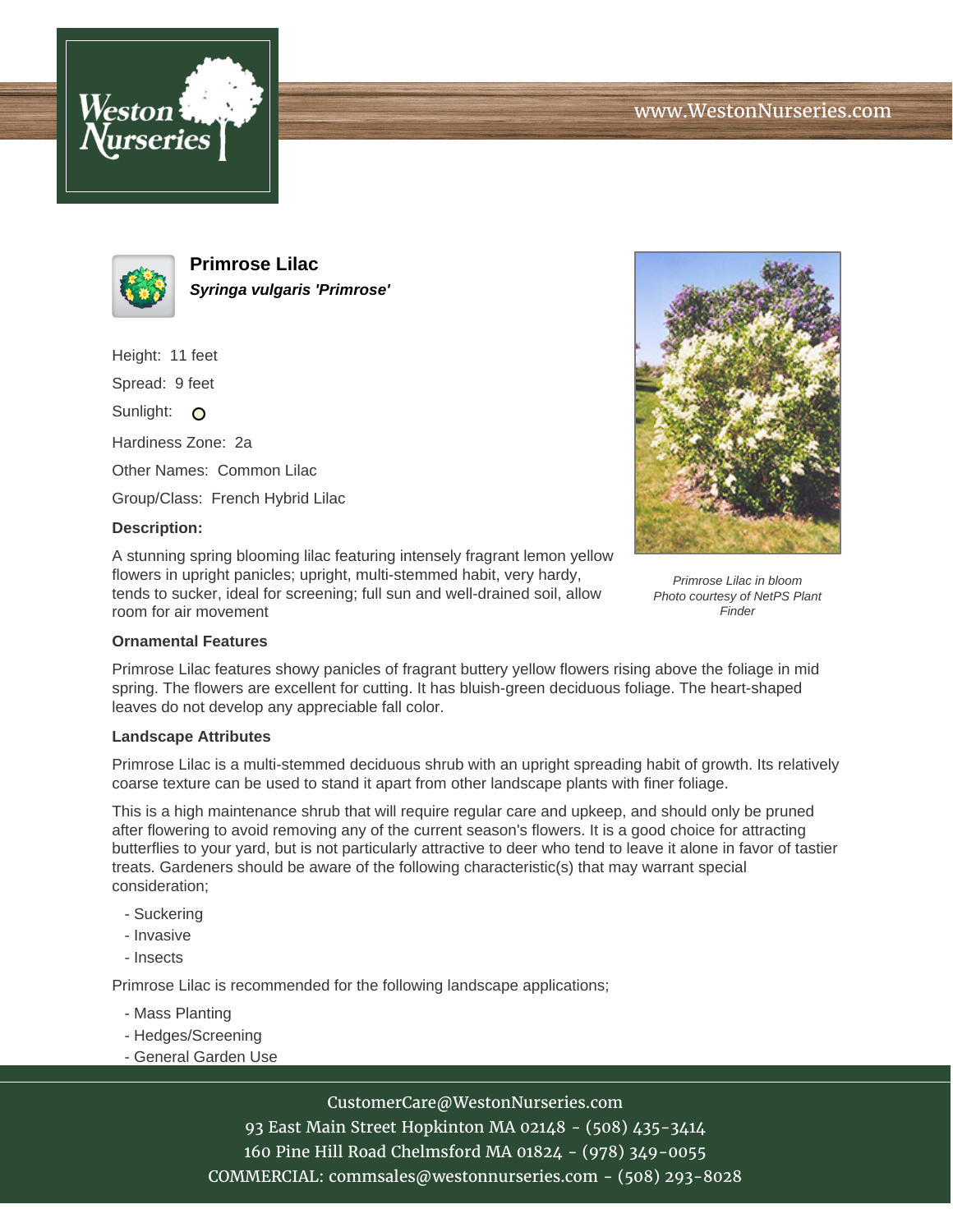# Primrose Lilac

***Syringa vulgaris 'Primrose'***

Height: 11 feet

Spread: 9 feet

Sunlight:

Hardiness Zone: 2a

Other Names: Common Lilac

Group/Class: French Hybrid Lilac

**Description:**

A stunning spring blooming lilac featuring intensely fragrant lemon yellow flowers in upright panicles; upright, multi-stemmed habit, very hardy, tends to sucker, ideal for screening; full sun and well-drained soil, allow room for air movement

*Primrose Lilac in bloom*
*Photo courtesy of NetPS Plant Finder*

**Ornamental Features**

Primrose Lilac features showy panicles of fragrant buttery yellow flowers rising above the foliage in mid spring. The flowers are excellent for cutting. It has bluish-green deciduous foliage. The heart-shaped leaves do not develop any appreciable fall color.

**Landscape Attributes**

Primrose Lilac is a multi-stemmed deciduous shrub with an upright spreading habit of growth. Its relatively coarse texture can be used to stand it apart from other landscape plants with finer foliage.

This is a high maintenance shrub that will require regular care and upkeep, and should only be pruned after flowering to avoid removing any of the current season's flowers. It is a good choice for attracting butterflies to your yard, but is not particularly attractive to deer who tend to leave it alone in favor of tastier treats. Gardeners should be aware of the following characteristic(s) that may warrant special consideration;

- Suckering
- Invasive
- Insects

Primrose Lilac is recommended for the following landscape applications;

- Mass Planting
- Hedges/Screening
- General Garden Use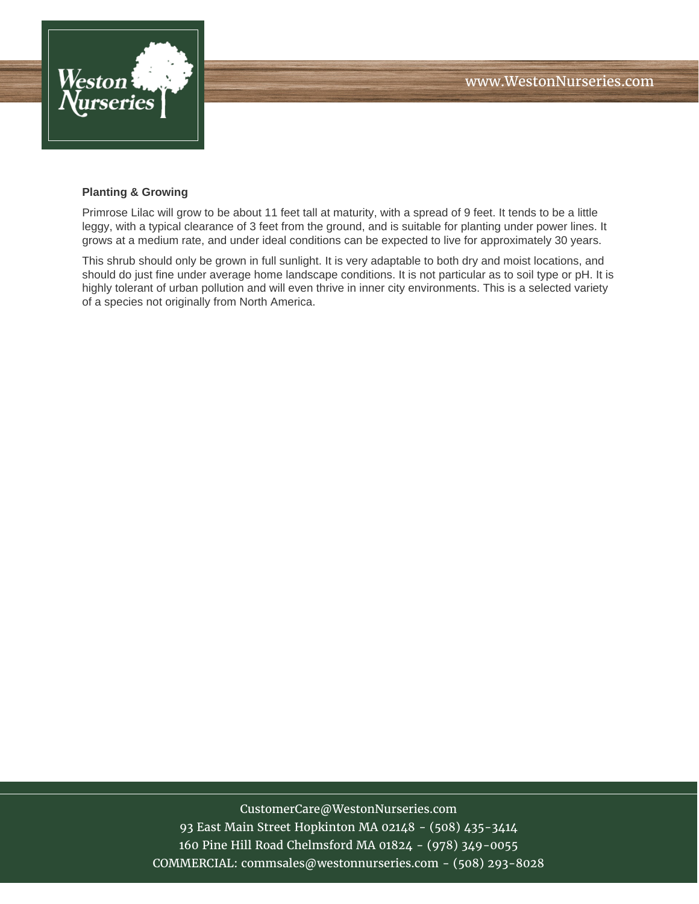### Planting & Growing

Primrose Lilac will grow to be about 11 feet tall at maturity, with a spread of 9 feet. It tends to be a little leggy, with a typical clearance of 3 feet from the ground, and is suitable for planting under power lines. It grows at a medium rate, and under ideal conditions can be expected to live for approximately 30 years.

This shrub should only be grown in full sunlight. It is very adaptable to both dry and moist locations, and should do just fine under average home landscape conditions. It is not particular as to soil type or pH. It is highly tolerant of urban pollution and will even thrive in inner city environments. This is a selected variety of a species not originally from North America.